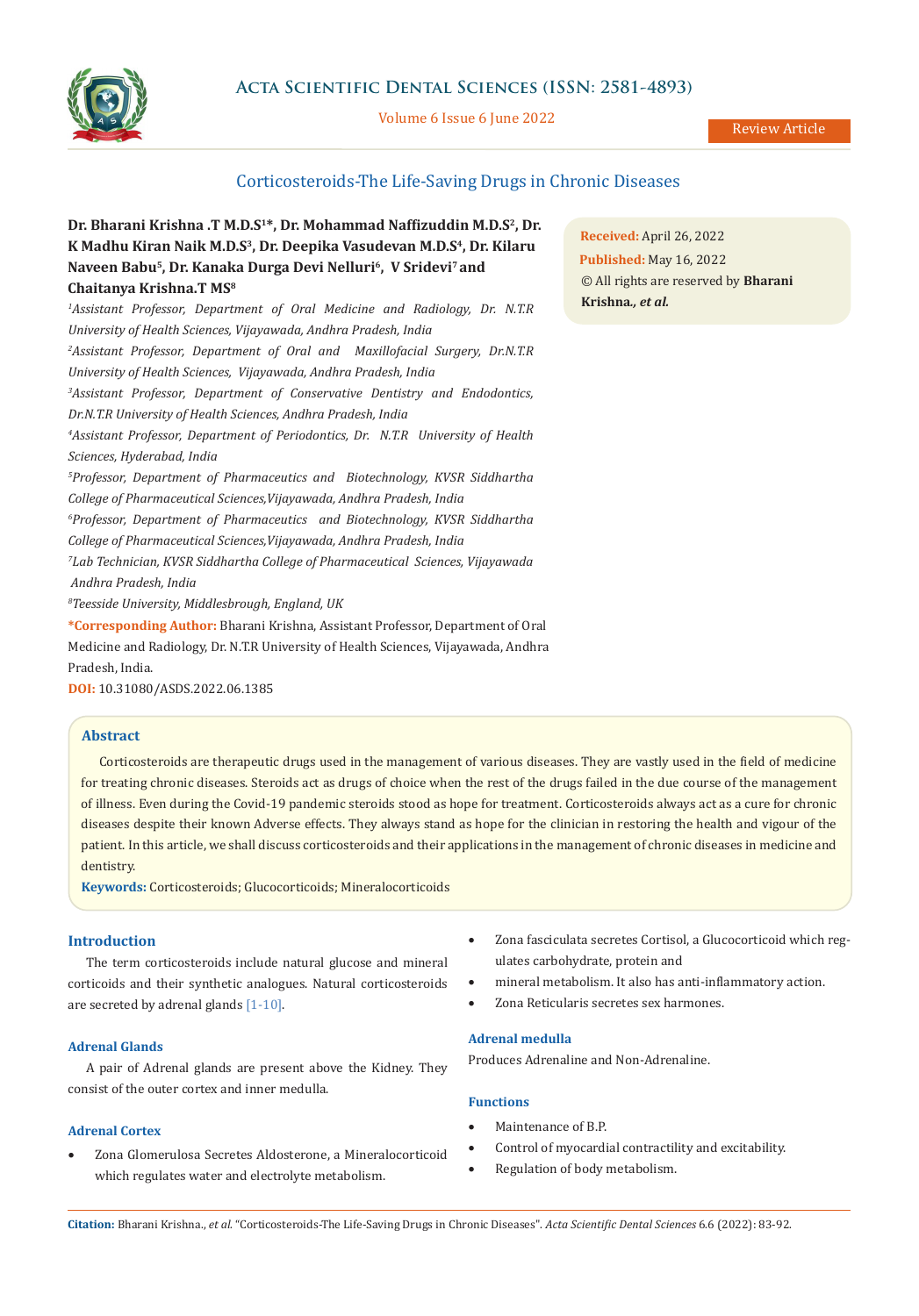# Corticosteroids-The Life-Saving Drugs in Chronic Diseases

**Dr. Bharani Krishna .T M.D.S[1]\*, Dr. Mohammad Naffizuddin M.D.S[2], Dr. K Madhu Kiran Naik M.D.S[3], Dr. Deepika Vasudevan M.D.S[4], Dr. Kilaru Naveen Babu[5], Dr. Kanaka Durga Devi Nelluri[6], V Sridevi[7] and Chaitanya Krishna.T MS[8]**

*[1]Assistant Professor, Department of Oral Medicine and Radiology, Dr. N.T.R University of Health Sciences, Vijayawada, Andhra Pradesh, India*

*[2]Assistant Professor, Department of Oral and Maxillofacial Surgery, Dr.N.T.R University of Health Sciences, Vijayawada, Andhra Pradesh, India*

*[3]Assistant Professor, Department of Conservative Dentistry and Endodontics, Dr.N.T.R University of Health Sciences, Andhra Pradesh, India*

*[4]Assistant Professor, Department of Periodontics, Dr. N.T.R University of Health Sciences, Hyderabad, India*

*[5]Professor, Department of Pharmaceutics and Biotechnology, KVSR Siddhartha College of Pharmaceutical Sciences,Vijayawada, Andhra Pradesh, India*

*[6]Professor, Department of Pharmaceutics and Biotechnology, KVSR Siddhartha College of Pharmaceutical Sciences,Vijayawada, Andhra Pradesh, India*

*[7]Lab Technician, KVSR Siddhartha College of Pharmaceutical Sciences, Vijayawada Andhra Pradesh, India*

*[8]Teesside University, Middlesbrough, England, UK*

**\*Corresponding Author:** Bharani Krishna, Assistant Professor, Department of Oral Medicine and Radiology, Dr. N.T.R University of Health Sciences, Vijayawada, Andhra Pradesh, India.

**DOI:** 10.31080/ASDS.2022.06.1385

**Received:** April 26, 2022
**Published:** May 16, 2022
© All rights are reserved by **Bharani Krishna., *et al.***

## Abstract

Corticosteroids are therapeutic drugs used in the management of various diseases. They are vastly used in the field of medicine for treating chronic diseases. Steroids act as drugs of choice when the rest of the drugs failed in the due course of the management of illness. Even during the Covid-19 pandemic steroids stood as hope for treatment. Corticosteroids always act as a cure for chronic diseases despite their known Adverse effects. They always stand as hope for the clinician in restoring the health and vigour of the patient. In this article, we shall discuss corticosteroids and their applications in the management of chronic diseases in medicine and dentistry.

**Keywords:** Corticosteroids; Glucocorticoids; Mineralocorticoids

## Introduction

The term corticosteroids include natural glucose and mineral corticoids and their synthetic analogues. Natural corticosteroids are secreted by adrenal glands [1-10].

### Adrenal Glands

A pair of Adrenal glands are present above the Kidney. They consist of the outer cortex and inner medulla.

### Adrenal Cortex

- Zona Glomerulosa Secretes Aldosterone, a Mineralocorticoid which regulates water and electrolyte metabolism.
- Zona fasciculata secretes Cortisol, a Glucocorticoid which regulates carbohydrate, protein and
- mineral metabolism. It also has anti-inflammatory action.
- Zona Reticularis secretes sex harmones.

### Adrenal medulla

Produces Adrenaline and Non-Adrenaline.

### Functions

- Maintenance of B.P.
- Control of myocardial contractility and excitability.
- Regulation of body metabolism.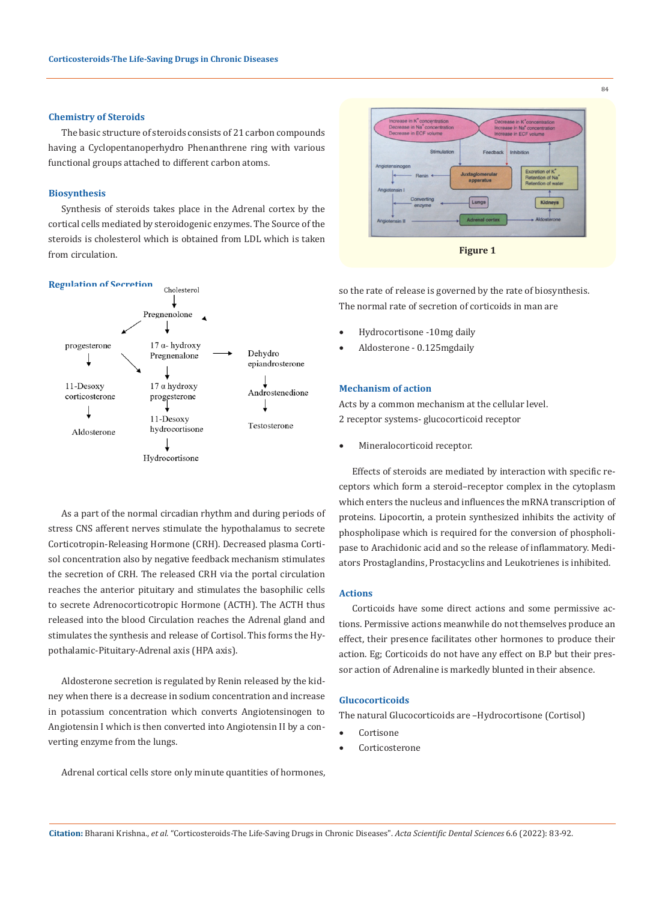## Chemistry of Steroids

The basic structure of steroids consists of 21 carbon compounds having a Cyclopentanoperhydro Phenanthrene ring with various functional groups attached to different carbon atoms.

## Biosynthesis

Synthesis of steroids takes place in the Adrenal cortex by the cortical cells mediated by steroidogenic enzymes. The Source of the steroids is cholesterol which is obtained from LDL which is taken from circulation.

## Regulation of Secretion

Cholesterol → Pregnenolone

Pregnenolone → progesterone → 11-Desoxy corticosterone → Aldosterone

Pregnenolone → 17 α- hydroxy Pregnenalone → 17 α hydroxy progesterone → 11-Desoxy hydrocortisone → Hydrocortisone

17 α- hydroxy Pregnenalone → Dehydro epiandrosterone → Androstenedione → Testosterone

As a part of the normal circadian rhythm and during periods of stress CNS afferent nerves stimulate the hypothalamus to secrete Corticotropin-Releasing Hormone (CRH). Decreased plasma Cortisol concentration also by negative feedback mechanism stimulates the secretion of CRH. The released CRH via the portal circulation reaches the anterior pituitary and stimulates the basophilic cells to secrete Adrenocorticotropic Hormone (ACTH). The ACTH thus released into the blood Circulation reaches the Adrenal gland and stimulates the synthesis and release of Cortisol. This forms the Hypothalamic-Pituitary-Adrenal axis (HPA axis).

Aldosterone secretion is regulated by Renin released by the kidney when there is a decrease in sodium concentration and increase in potassium concentration which converts Angiotensinogen to Angiotensin I which is then converted into Angiotensin II by a converting enzyme from the lungs.

Adrenal cortical cells store only minute quantities of hormones, so the rate of release is governed by the rate of biosynthesis.

Figure 1

The normal rate of secretion of corticoids in man are

- Hydrocortisone -10mg daily
- Aldosterone - 0.125mgdaily

## Mechanism of action

Acts by a common mechanism at the cellular level.

2 receptor systems- glucocorticoid receptor

- Mineralocorticoid receptor.

Effects of steroids are mediated by interaction with specific receptors which form a steroid–receptor complex in the cytoplasm which enters the nucleus and influences the mRNA transcription of proteins. Lipocortin, a protein synthesized inhibits the activity of phospholipase which is required for the conversion of phospholipase to Arachidonic acid and so the release of inflammatory. Mediators Prostaglandins, Prostacyclins and Leukotrienes is inhibited.

## Actions

Corticoids have some direct actions and some permissive actions. Permissive actions meanwhile do not themselves produce an effect, their presence facilitates other hormones to produce their action. Eg; Corticoids do not have any effect on B.P but their pressor action of Adrenaline is markedly blunted in their absence.

## Glucocorticoids

The natural Glucocorticoids are –Hydrocortisone (Cortisol)

- Cortisone
- Corticosterone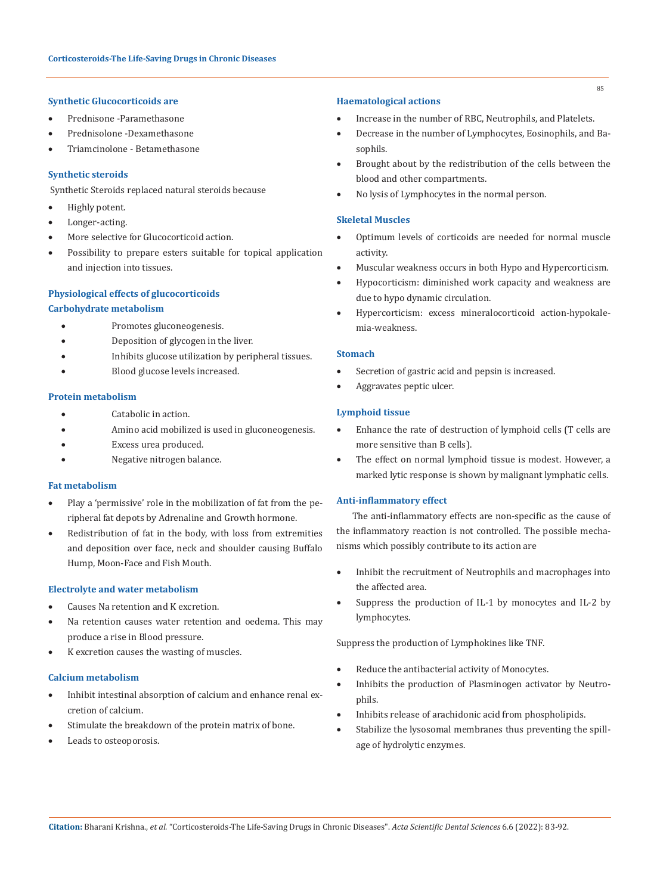### Synthetic Glucocorticoids are

- Prednisone -Paramethasone
- Prednisolone -Dexamethasone
- Triamcinolone - Betamethasone

### Synthetic steroids

Synthetic Steroids replaced natural steroids because

- Highly potent.
- Longer-acting.
- More selective for Glucocorticoid action.
- Possibility to prepare esters suitable for topical application and injection into tissues.

### Physiological effects of glucocorticoids

### Carbohydrate metabolism

- Promotes gluconeogenesis.
- Deposition of glycogen in the liver.
- Inhibits glucose utilization by peripheral tissues.
- Blood glucose levels increased.

### Protein metabolism

- Catabolic in action.
- Amino acid mobilized is used in gluconeogenesis.
- Excess urea produced.
- Negative nitrogen balance.

### Fat metabolism

- Play a 'permissive' role in the mobilization of fat from the peripheral fat depots by Adrenaline and Growth hormone.
- Redistribution of fat in the body, with loss from extremities and deposition over face, neck and shoulder causing Buffalo Hump, Moon-Face and Fish Mouth.

### Electrolyte and water metabolism

- Causes Na retention and K excretion.
- Na retention causes water retention and oedema. This may produce a rise in Blood pressure.
- K excretion causes the wasting of muscles.

### Calcium metabolism

- Inhibit intestinal absorption of calcium and enhance renal excretion of calcium.
- Stimulate the breakdown of the protein matrix of bone.
- Leads to osteoporosis.

### Haematological actions

- Increase in the number of RBC, Neutrophils, and Platelets.
- Decrease in the number of Lymphocytes, Eosinophils, and Basophils.
- Brought about by the redistribution of the cells between the blood and other compartments.
- No lysis of Lymphocytes in the normal person.

### Skeletal Muscles

- Optimum levels of corticoids are needed for normal muscle activity.
- Muscular weakness occurs in both Hypo and Hypercorticism.
- Hypocorticism: diminished work capacity and weakness are due to hypo dynamic circulation.
- Hypercorticism: excess mineralocorticoid action-hypokalemia-weakness.

### Stomach

- Secretion of gastric acid and pepsin is increased.
- Aggravates peptic ulcer.

### Lymphoid tissue

- Enhance the rate of destruction of lymphoid cells (T cells are more sensitive than B cells).
- The effect on normal lymphoid tissue is modest. However, a marked lytic response is shown by malignant lymphatic cells.

### Anti-inflammatory effect

The anti-inflammatory effects are non-specific as the cause of the inflammatory reaction is not controlled. The possible mechanisms which possibly contribute to its action are

- Inhibit the recruitment of Neutrophils and macrophages into the affected area.
- Suppress the production of IL-1 by monocytes and IL-2 by lymphocytes.

Suppress the production of Lymphokines like TNF.

- Reduce the antibacterial activity of Monocytes.
- Inhibits the production of Plasminogen activator by Neutrophils.
- Inhibits release of arachidonic acid from phospholipids.
- Stabilize the lysosomal membranes thus preventing the spillage of hydrolytic enzymes.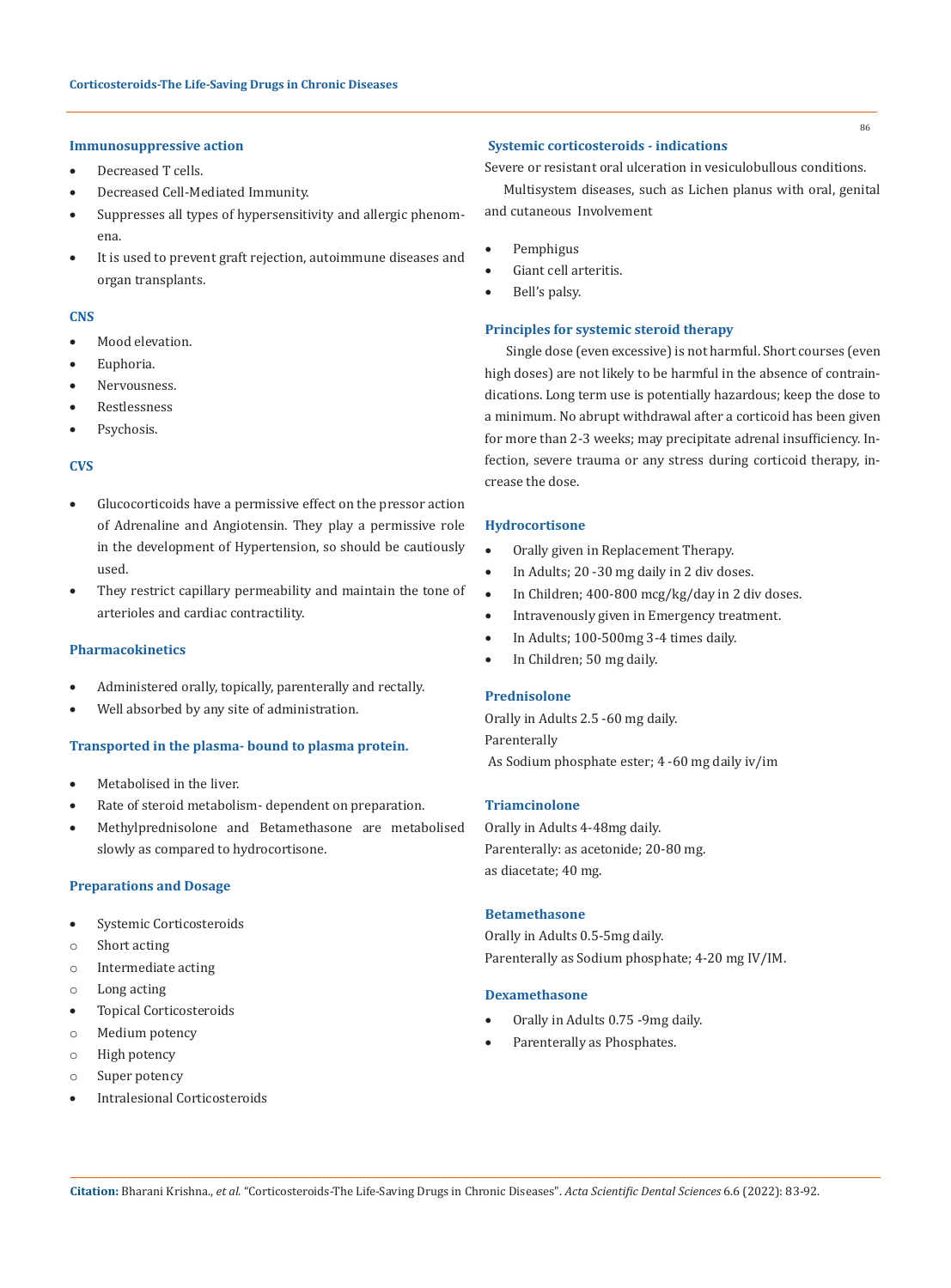### Immunosuppressive action

- Decreased T cells.
- Decreased Cell-Mediated Immunity.
- Suppresses all types of hypersensitivity and allergic phenomena.
- It is used to prevent graft rejection, autoimmune diseases and organ transplants.

### CNS

- Mood elevation.
- Euphoria.
- Nervousness.
- Restlessness
- Psychosis.

### CVS

- Glucocorticoids have a permissive effect on the pressor action of Adrenaline and Angiotensin. They play a permissive role in the development of Hypertension, so should be cautiously used.
- They restrict capillary permeability and maintain the tone of arterioles and cardiac contractility.

### Pharmacokinetics

- Administered orally, topically, parenterally and rectally.
- Well absorbed by any site of administration.

### Transported in the plasma- bound to plasma protein.

- Metabolised in the liver.
- Rate of steroid metabolism- dependent on preparation.
- Methylprednisolone and Betamethasone are metabolised slowly as compared to hydrocortisone.

### Preparations and Dosage

- Systemic Corticosteroids
  - Short acting
  - Intermediate acting
  - Long acting
- Topical Corticosteroids
  - Medium potency
  - High potency
  - Super potency
- Intralesional Corticosteroids

### Systemic corticosteroids - indications

Severe or resistant oral ulceration in vesiculobullous conditions.

Multisystem diseases, such as Lichen planus with oral, genital and cutaneous Involvement

- Pemphigus
- Giant cell arteritis.
- Bell's palsy.

### Principles for systemic steroid therapy

Single dose (even excessive) is not harmful. Short courses (even high doses) are not likely to be harmful in the absence of contraindications. Long term use is potentially hazardous; keep the dose to a minimum. No abrupt withdrawal after a corticoid has been given for more than 2-3 weeks; may precipitate adrenal insufficiency. Infection, severe trauma or any stress during corticoid therapy, increase the dose.

### Hydrocortisone

- Orally given in Replacement Therapy.
- In Adults; 20 -30 mg daily in 2 div doses.
- In Children; 400-800 mcg/kg/day in 2 div doses.
- Intravenously given in Emergency treatment.
- In Adults; 100-500mg 3-4 times daily.
- In Children; 50 mg daily.

### Prednisolone

Orally in Adults 2.5 -60 mg daily.

Parenterally

As Sodium phosphate ester; 4 -60 mg daily iv/im

### Triamcinolone

Orally in Adults 4-48mg daily.

Parenterally: as acetonide; 20-80 mg.

as diacetate; 40 mg.

### Betamethasone

Orally in Adults 0.5-5mg daily.

Parenterally as Sodium phosphate; 4-20 mg IV/IM.

### Dexamethasone

- Orally in Adults 0.75 -9mg daily.
- Parenterally as Phosphates.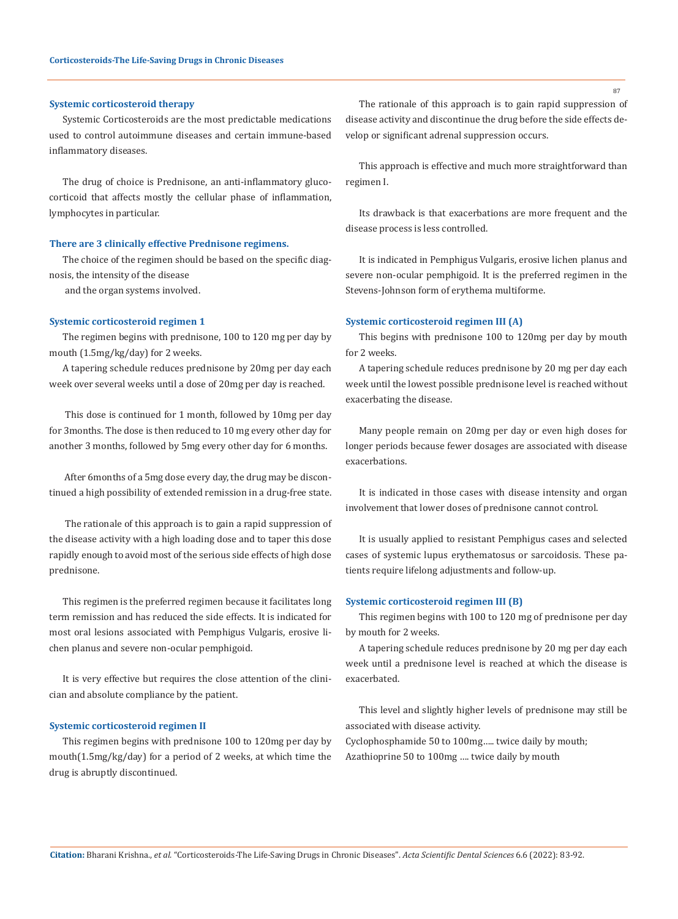### Systemic corticosteroid therapy

Systemic Corticosteroids are the most predictable medications used to control autoimmune diseases and certain immune-based inflammatory diseases.

The drug of choice is Prednisone, an anti-inflammatory glucocorticoid that affects mostly the cellular phase of inflammation, lymphocytes in particular.

### There are 3 clinically effective Prednisone regimens.

The choice of the regimen should be based on the specific diagnosis, the intensity of the disease

and the organ systems involved.

### Systemic corticosteroid regimen 1

The regimen begins with prednisone, 100 to 120 mg per day by mouth (1.5mg/kg/day) for 2 weeks.

A tapering schedule reduces prednisone by 20mg per day each week over several weeks until a dose of 20mg per day is reached.

This dose is continued for 1 month, followed by 10mg per day for 3months. The dose is then reduced to 10 mg every other day for another 3 months, followed by 5mg every other day for 6 months.

After 6months of a 5mg dose every day, the drug may be discontinued a high possibility of extended remission in a drug-free state.

The rationale of this approach is to gain a rapid suppression of the disease activity with a high loading dose and to taper this dose rapidly enough to avoid most of the serious side effects of high dose prednisone.

This regimen is the preferred regimen because it facilitates long term remission and has reduced the side effects. It is indicated for most oral lesions associated with Pemphigus Vulgaris, erosive lichen planus and severe non-ocular pemphigoid.

It is very effective but requires the close attention of the clinician and absolute compliance by the patient.

### Systemic corticosteroid regimen II

This regimen begins with prednisone 100 to 120mg per day by mouth(1.5mg/kg/day) for a period of 2 weeks, at which time the drug is abruptly discontinued.

The rationale of this approach is to gain rapid suppression of disease activity and discontinue the drug before the side effects develop or significant adrenal suppression occurs.

This approach is effective and much more straightforward than regimen I.

Its drawback is that exacerbations are more frequent and the disease process is less controlled.

It is indicated in Pemphigus Vulgaris, erosive lichen planus and severe non-ocular pemphigoid. It is the preferred regimen in the Stevens-Johnson form of erythema multiforme.

### Systemic corticosteroid regimen III (A)

This begins with prednisone 100 to 120mg per day by mouth for 2 weeks.

A tapering schedule reduces prednisone by 20 mg per day each week until the lowest possible prednisone level is reached without exacerbating the disease.

Many people remain on 20mg per day or even high doses for longer periods because fewer dosages are associated with disease exacerbations.

It is indicated in those cases with disease intensity and organ involvement that lower doses of prednisone cannot control.

It is usually applied to resistant Pemphigus cases and selected cases of systemic lupus erythematosus or sarcoidosis. These patients require lifelong adjustments and follow-up.

### Systemic corticosteroid regimen III (B)

This regimen begins with 100 to 120 mg of prednisone per day by mouth for 2 weeks.

A tapering schedule reduces prednisone by 20 mg per day each week until a prednisone level is reached at which the disease is exacerbated.

This level and slightly higher levels of prednisone may still be associated with disease activity.

Cyclophosphamide 50 to 100mg….. twice daily by mouth;

Azathioprine 50 to 100mg …. twice daily by mouth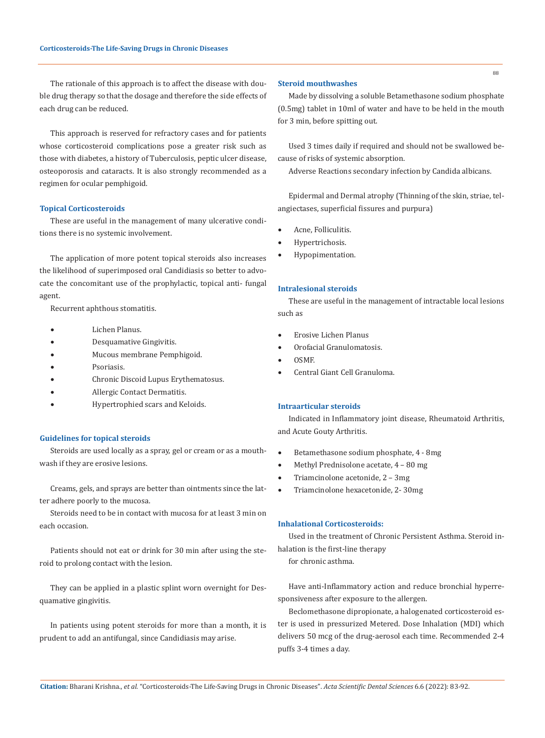The rationale of this approach is to affect the disease with double drug therapy so that the dosage and therefore the side effects of each drug can be reduced.

This approach is reserved for refractory cases and for patients whose corticosteroid complications pose a greater risk such as those with diabetes, a history of Tuberculosis, peptic ulcer disease, osteoporosis and cataracts. It is also strongly recommended as a regimen for ocular pemphigoid.

### Topical Corticosteroids

These are useful in the management of many ulcerative conditions there is no systemic involvement.

The application of more potent topical steroids also increases the likelihood of superimposed oral Candidiasis so better to advocate the concomitant use of the prophylactic, topical anti- fungal agent.

Recurrent aphthous stomatitis.

- Lichen Planus.
- Desquamative Gingivitis.
- Mucous membrane Pemphigoid.
- Psoriasis.
- Chronic Discoid Lupus Erythematosus.
- Allergic Contact Dermatitis.
- Hypertrophied scars and Keloids.

### Guidelines for topical steroids

Steroids are used locally as a spray, gel or cream or as a mouthwash if they are erosive lesions.

Creams, gels, and sprays are better than ointments since the latter adhere poorly to the mucosa.

Steroids need to be in contact with mucosa for at least 3 min on each occasion.

Patients should not eat or drink for 30 min after using the steroid to prolong contact with the lesion.

They can be applied in a plastic splint worn overnight for Desquamative gingivitis.

In patients using potent steroids for more than a month, it is prudent to add an antifungal, since Candidiasis may arise.

### Steroid mouthwashes

Made by dissolving a soluble Betamethasone sodium phosphate (0.5mg) tablet in 10ml of water and have to be held in the mouth for 3 min, before spitting out.

Used 3 times daily if required and should not be swallowed because of risks of systemic absorption.

Adverse Reactions secondary infection by Candida albicans.

Epidermal and Dermal atrophy (Thinning of the skin, striae, telangiectases, superficial fissures and purpura)

- Acne, Folliculitis.
- Hypertrichosis.
- Hypopimentation.

### Intralesional steroids

These are useful in the management of intractable local lesions such as

- Erosive Lichen Planus
- Orofacial Granulomatosis.
- OSMF.
- Central Giant Cell Granuloma.

### Intraarticular steroids

Indicated in Inflammatory joint disease, Rheumatoid Arthritis, and Acute Gouty Arthritis.

- Betamethasone sodium phosphate, 4 - 8mg
- Methyl Prednisolone acetate, 4 – 80 mg
- Triamcinolone acetonide, 2 – 3mg
- Triamcinolone hexacetonide, 2- 30mg

### Inhalational Corticosteroids:

Used in the treatment of Chronic Persistent Asthma. Steroid inhalation is the first-line therapy

for chronic asthma.

Have anti-Inflammatory action and reduce bronchial hyperresponsiveness after exposure to the allergen.

Beclomethasone dipropionate, a halogenated corticosteroid ester is used in pressurized Metered. Dose Inhalation (MDI) which delivers 50 mcg of the drug-aerosol each time. Recommended 2-4 puffs 3-4 times a day.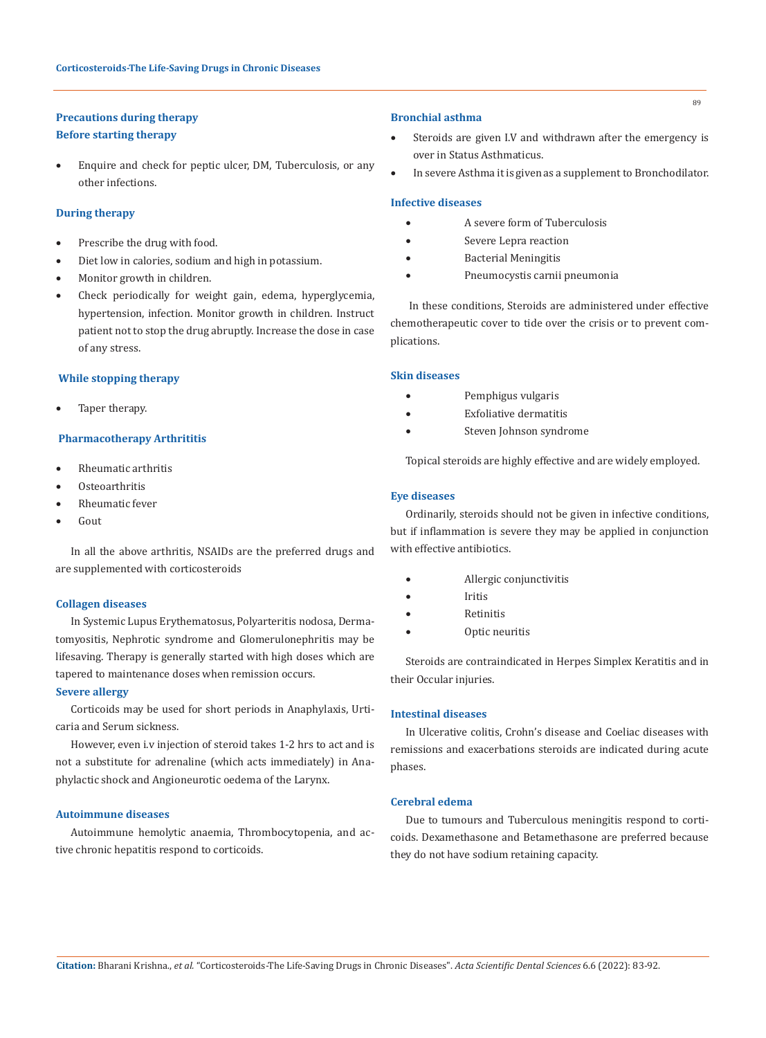### Precautions during therapy

### Before starting therapy

- Enquire and check for peptic ulcer, DM, Tuberculosis, or any other infections.

### During therapy

- Prescribe the drug with food.
- Diet low in calories, sodium and high in potassium.
- Monitor growth in children.
- Check periodically for weight gain, edema, hyperglycemia, hypertension, infection. Monitor growth in children. Instruct patient not to stop the drug abruptly. Increase the dose in case of any stress.

### While stopping therapy

- Taper therapy.

### Pharmacotherapy Arthrititis

- Rheumatic arthritis
- Osteoarthritis
- Rheumatic fever
- Gout

In all the above arthritis, NSAIDs are the preferred drugs and are supplemented with corticosteroids

### Collagen diseases

In Systemic Lupus Erythematosus, Polyarteritis nodosa, Dermatomyositis, Nephrotic syndrome and Glomerulonephritis may be lifesaving. Therapy is generally started with high doses which are tapered to maintenance doses when remission occurs.

### Severe allergy

Corticoids may be used for short periods in Anaphylaxis, Urticaria and Serum sickness.

However, even i.v injection of steroid takes 1-2 hrs to act and is not a substitute for adrenaline (which acts immediately) in Anaphylactic shock and Angioneurotic oedema of the Larynx.

### Autoimmune diseases

Autoimmune hemolytic anaemia, Thrombocytopenia, and active chronic hepatitis respond to corticoids.

### Bronchial asthma

- Steroids are given I.V and withdrawn after the emergency is over in Status Asthmaticus.
- In severe Asthma it is given as a supplement to Bronchodilator.

### Infective diseases

- A severe form of Tuberculosis
- Severe Lepra reaction
- Bacterial Meningitis
- Pneumocystis carnii pneumonia

In these conditions, Steroids are administered under effective chemotherapeutic cover to tide over the crisis or to prevent complications.

### Skin diseases

- Pemphigus vulgaris
- Exfoliative dermatitis
- Steven Johnson syndrome

Topical steroids are highly effective and are widely employed.

### Eye diseases

Ordinarily, steroids should not be given in infective conditions, but if inflammation is severe they may be applied in conjunction with effective antibiotics.

- Allergic conjunctivitis
- Iritis
- Retinitis
- Optic neuritis

Steroids are contraindicated in Herpes Simplex Keratitis and in their Occular injuries.

### Intestinal diseases

In Ulcerative colitis, Crohn's disease and Coeliac diseases with remissions and exacerbations steroids are indicated during acute phases.

### Cerebral edema

Due to tumours and Tuberculous meningitis respond to corticoids. Dexamethasone and Betamethasone are preferred because they do not have sodium retaining capacity.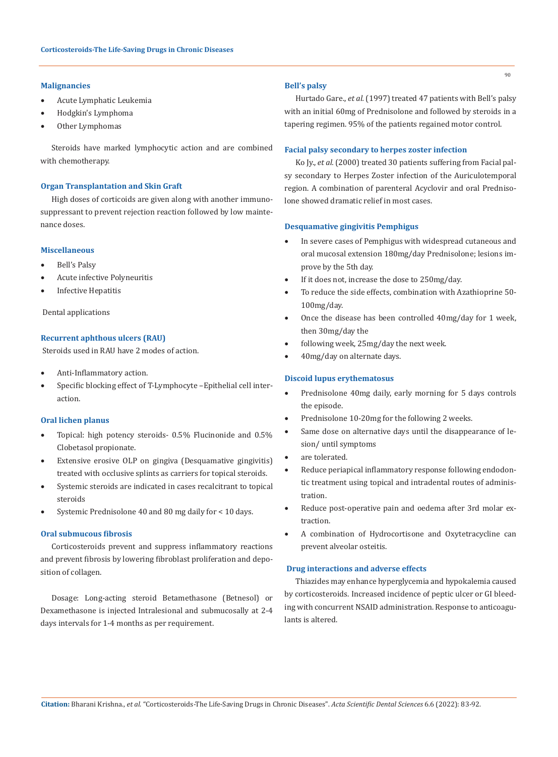### Malignancies

- Acute Lymphatic Leukemia
- Hodgkin's Lymphoma
- Other Lymphomas

Steroids have marked lymphocytic action and are combined with chemotherapy.

### Organ Transplantation and Skin Graft

High doses of corticoids are given along with another immunosuppressant to prevent rejection reaction followed by low maintenance doses.

### Miscellaneous

- Bell's Palsy
- Acute infective Polyneuritis
- Infective Hepatitis

Dental applications

### Recurrent aphthous ulcers (RAU)

Steroids used in RAU have 2 modes of action.

- Anti-Inflammatory action.
- Specific blocking effect of T-Lymphocyte –Epithelial cell interaction.

### Oral lichen planus

- Topical: high potency steroids- 0.5% Flucinonide and 0.5% Clobetasol propionate.
- Extensive erosive OLP on gingiva (Desquamative gingivitis) treated with occlusive splints as carriers for topical steroids.
- Systemic steroids are indicated in cases recalcitrant to topical steroids
- Systemic Prednisolone 40 and 80 mg daily for < 10 days.

### Oral submucous fibrosis

Corticosteroids prevent and suppress inflammatory reactions and prevent fibrosis by lowering fibroblast proliferation and deposition of collagen.

Dosage: Long-acting steroid Betamethasone (Betnesol) or Dexamethasone is injected Intralesional and submucosally at 2-4 days intervals for 1-4 months as per requirement.

### Bell's palsy

Hurtado Gare., *et al.* (1997) treated 47 patients with Bell's palsy with an initial 60mg of Prednisolone and followed by steroids in a tapering regimen. 95% of the patients regained motor control.

### Facial palsy secondary to herpes zoster infection

Ko Jy., *et al.* (2000) treated 30 patients suffering from Facial palsy secondary to Herpes Zoster infection of the Auriculotemporal region. A combination of parenteral Acyclovir and oral Prednisolone showed dramatic relief in most cases.

### Desquamative gingivitis Pemphigus

- In severe cases of Pemphigus with widespread cutaneous and oral mucosal extension 180mg/day Prednisolone; lesions improve by the 5th day.
- If it does not, increase the dose to 250mg/day.
- To reduce the side effects, combination with Azathioprine 50-100mg/day.
- Once the disease has been controlled 40mg/day for 1 week, then 30mg/day the
- following week, 25mg/day the next week.
- 40mg/day on alternate days.

### Discoid lupus erythematosus

- Prednisolone 40mg daily, early morning for 5 days controls the episode.
- Prednisolone 10-20mg for the following 2 weeks.
- Same dose on alternative days until the disappearance of lesion/ until symptoms
- are tolerated.
- Reduce periapical inflammatory response following endodontic treatment using topical and intradental routes of administration.
- Reduce post-operative pain and oedema after 3rd molar extraction.
- A combination of Hydrocortisone and Oxytetracycline can prevent alveolar osteitis.

### Drug interactions and adverse effects

Thiazides may enhance hyperglycemia and hypokalemia caused by corticosteroids. Increased incidence of peptic ulcer or GI bleeding with concurrent NSAID administration. Response to anticoagulants is altered.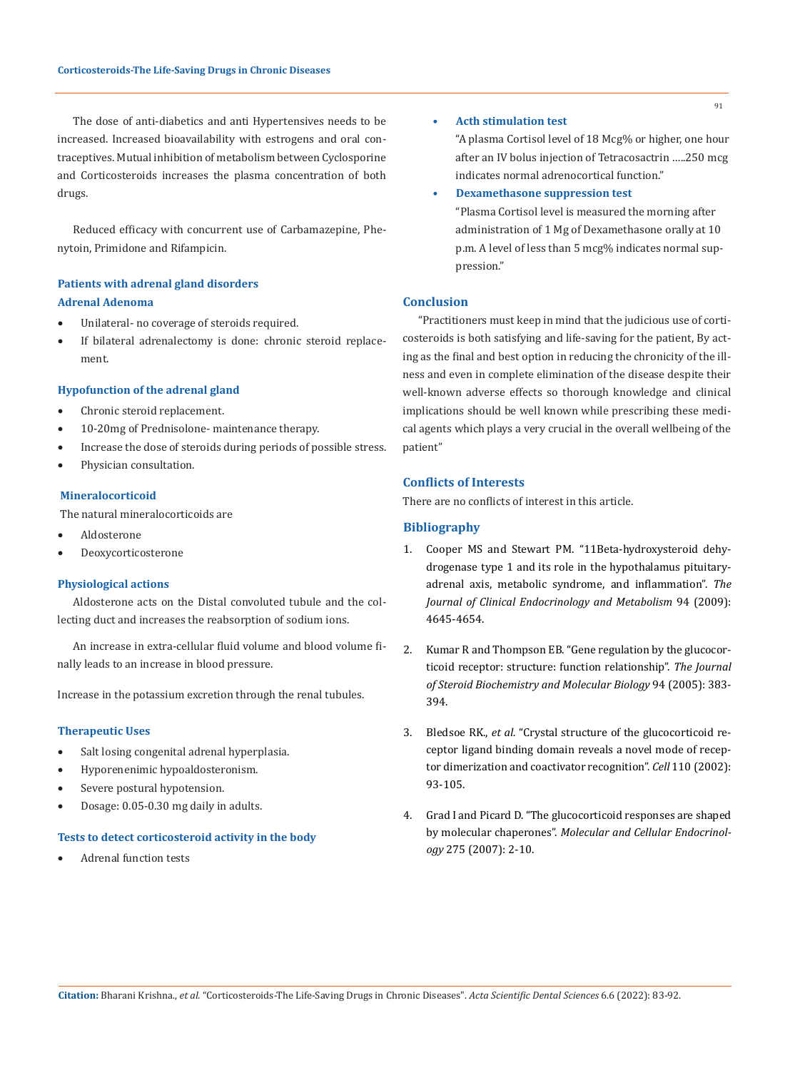The dose of anti-diabetics and anti Hypertensives needs to be increased. Increased bioavailability with estrogens and oral contraceptives. Mutual inhibition of metabolism between Cyclosporine and Corticosteroids increases the plasma concentration of both drugs.

Reduced efficacy with concurrent use of Carbamazepine, Phenytoin, Primidone and Rifampicin.

### Patients with adrenal gland disorders

#### Adrenal Adenoma

- Unilateral- no coverage of steroids required.
- If bilateral adrenalectomy is done: chronic steroid replacement.

#### Hypofunction of the adrenal gland

- Chronic steroid replacement.
- 10-20mg of Prednisolone- maintenance therapy.
- Increase the dose of steroids during periods of possible stress.
- Physician consultation.

#### Mineralocorticoid

The natural mineralocorticoids are

- Aldosterone
- Deoxycorticosterone

#### Physiological actions

Aldosterone acts on the Distal convoluted tubule and the collecting duct and increases the reabsorption of sodium ions.

An increase in extra-cellular fluid volume and blood volume finally leads to an increase in blood pressure.

Increase in the potassium excretion through the renal tubules.

#### Therapeutic Uses

- Salt losing congenital adrenal hyperplasia.
- Hyporenenimic hypoaldosteronism.
- Severe postural hypotension.
- Dosage: 0.05-0.30 mg daily in adults.

#### Tests to detect corticosteroid activity in the body

- Adrenal function tests
- **Acth stimulation test**

  "A plasma Cortisol level of 18 Mcg% or higher, one hour after an IV bolus injection of Tetracosactrin .....250 mcg indicates normal adrenocortical function."
- **Dexamethasone suppression test**

  "Plasma Cortisol level is measured the morning after administration of 1 Mg of Dexamethasone orally at 10 p.m. A level of less than 5 mcg% indicates normal suppression."

### Conclusion

"Practitioners must keep in mind that the judicious use of corticosteroids is both satisfying and life-saving for the patient, By acting as the final and best option in reducing the chronicity of the illness and even in complete elimination of the disease despite their well-known adverse effects so thorough knowledge and clinical implications should be well known while prescribing these medical agents which plays a very crucial in the overall wellbeing of the patient"

### Conflicts of Interests

There are no conflicts of interest in this article.

### Bibliography

1. Cooper MS and Stewart PM. "11Beta-hydroxysteroid dehydrogenase type 1 and its role in the hypothalamus pituitary-adrenal axis, metabolic syndrome, and inflammation". *The Journal of Clinical Endocrinology and Metabolism* 94 (2009): 4645-4654.
2. Kumar R and Thompson EB. "Gene regulation by the glucocorticoid receptor: structure: function relationship". *The Journal of Steroid Biochemistry and Molecular Biology* 94 (2005): 383-394.
3. Bledsoe RK., *et al.* "Crystal structure of the glucocorticoid receptor ligand binding domain reveals a novel mode of receptor dimerization and coactivator recognition". *Cell* 110 (2002): 93-105.
4. Grad I and Picard D. "The glucocorticoid responses are shaped by molecular chaperones". *Molecular and Cellular Endocrinology* 275 (2007): 2-10.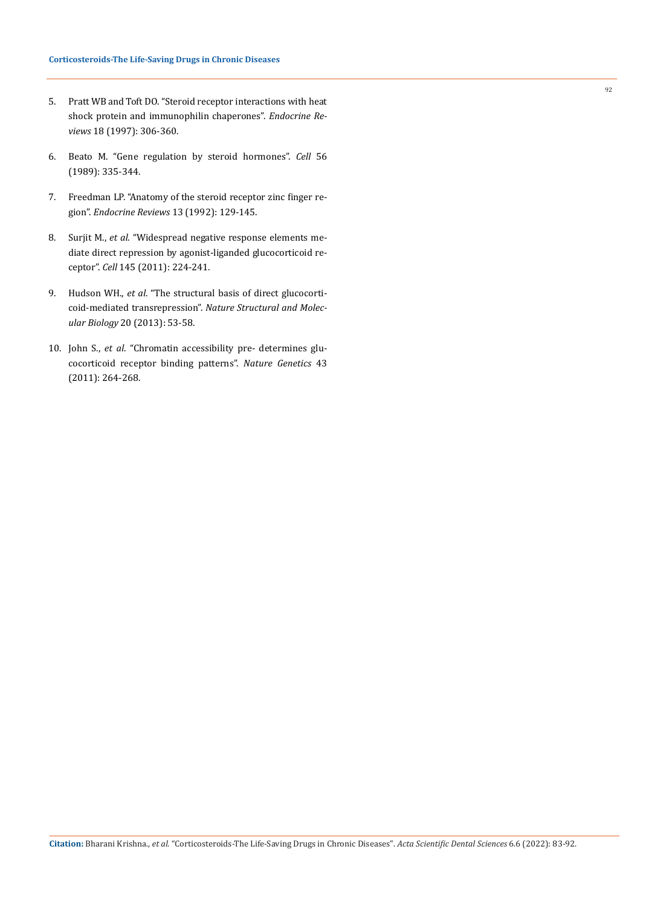5. Pratt WB and Toft DO. “Steroid receptor interactions with heat shock protein and immunophilin chaperones”. *Endocrine Reviews* 18 (1997): 306-360.

6. Beato M. “Gene regulation by steroid hormones”. *Cell* 56 (1989): 335-344.

7. Freedman LP. “Anatomy of the steroid receptor zinc finger region”. *Endocrine Reviews* 13 (1992): 129-145.

8. Surjit M., *et al*. “Widespread negative response elements mediate direct repression by agonist-liganded glucocorticoid receptor”. *Cell* 145 (2011): 224-241.

9. Hudson WH., *et al*. “The structural basis of direct glucocorticoid-mediated transrepression”. *Nature Structural and Molecular Biology* 20 (2013): 53-58.

10. John S., *et al*. “Chromatin accessibility pre- determines glucocorticoid receptor binding patterns”. *Nature Genetics* 43 (2011): 264-268.